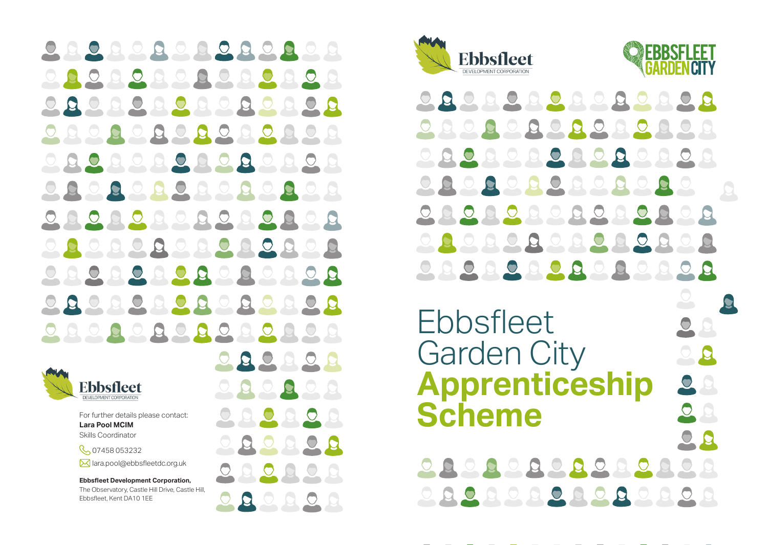Ebbsfleet
DEVELOPMENT CORPORATION

For further details please contact:
**Lara Pool MCIM**
Skills Coordinator

07458 053232

lara.pool@ebbsfleetdc.org.uk

**Ebbsfleet Development Corporation,**
The Observatory, Castle Hill Drive, Castle Hill, Ebbsfleet, Kent DA10 1EE

Ebbsfleet
DEVELOPMENT CORPORATION

EBBSFLEET GARDEN CITY

# Ebbsfleet Garden City **Apprenticeship Scheme**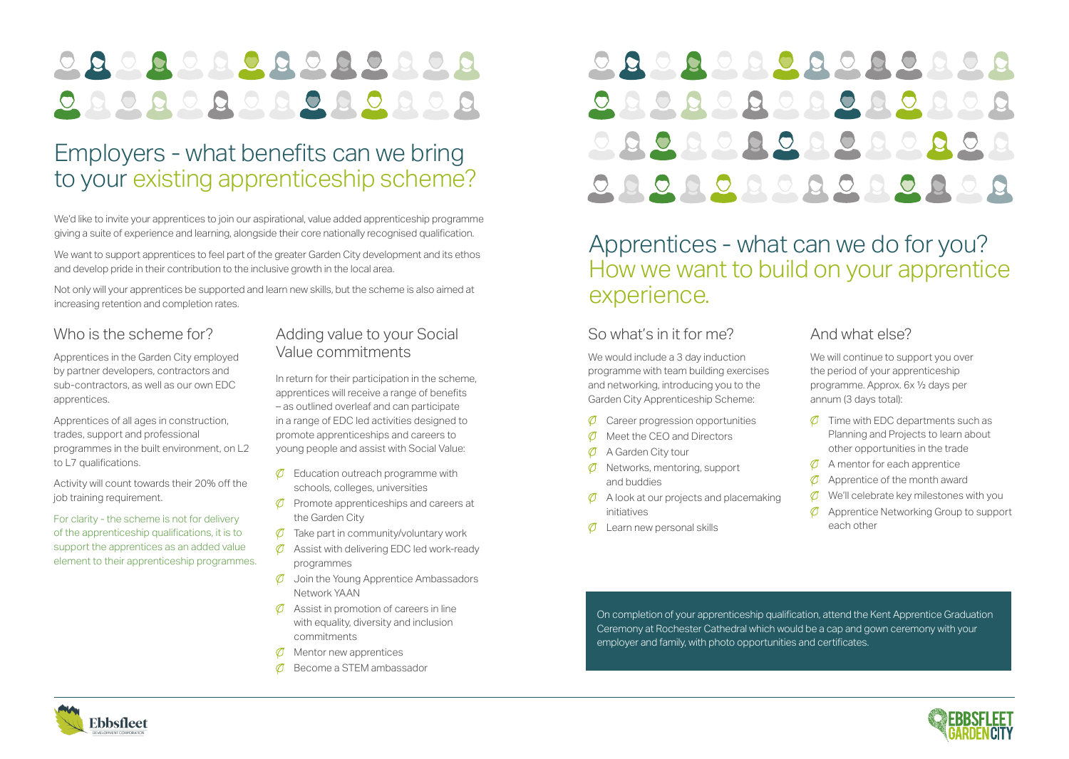# Employers - what benefits can we bring to your existing apprenticeship scheme?

We'd like to invite your apprentices to join our aspirational, value added apprenticeship programme giving a suite of experience and learning, alongside their core nationally recognised qualification.

We want to support apprentices to feel part of the greater Garden City development and its ethos and develop pride in their contribution to the inclusive growth in the local area.

Not only will your apprentices be supported and learn new skills, but the scheme is also aimed at increasing retention and completion rates.

## Who is the scheme for?

Apprentices in the Garden City employed by partner developers, contractors and sub-contractors, as well as our own EDC apprentices.

Apprentices of all ages in construction, trades, support and professional programmes in the built environment, on L2 to L7 qualifications.

Activity will count towards their 20% off the job training requirement.

For clarity - the scheme is not for delivery of the apprenticeship qualifications, it is to support the apprentices as an added value element to their apprenticeship programmes.

## Adding value to your Social Value commitments

In return for their participation in the scheme, apprentices will receive a range of benefits – as outlined overleaf and can participate in a range of EDC led activities designed to promote apprenticeships and careers to young people and assist with Social Value:

- Education outreach programme with schools, colleges, universities
- Promote apprenticeships and careers at the Garden City
- Take part in community/voluntary work
- Assist with delivering EDC led work-ready programmes
- Join the Young Apprentice Ambassadors Network YAAN
- Assist in promotion of careers in line with equality, diversity and inclusion commitments
- Mentor new apprentices
- Become a STEM ambassador

# Apprentices - what can we do for you? How we want to build on your apprentice experience.

## So what's in it for me?

We would include a 3 day induction programme with team building exercises and networking, introducing you to the Garden City Apprenticeship Scheme:

- Career progression opportunities
- Meet the CEO and Directors
- A Garden City tour
- Networks, mentoring, support and buddies
- A look at our projects and placemaking initiatives
- Learn new personal skills

## And what else?

We will continue to support you over the period of your apprenticeship programme. Approx. 6x ½ days per annum (3 days total):

- Time with EDC departments such as Planning and Projects to learn about other opportunities in the trade
- A mentor for each apprentice
- Apprentice of the month award
- We'll celebrate key milestones with you
- Apprentice Networking Group to support each other

On completion of your apprenticeship qualification, attend the Kent Apprentice Graduation Ceremony at Rochester Cathedral which would be a cap and gown ceremony with your employer and family, with photo opportunities and certificates.

Ebbsfleet Development Corporation

Ebbsfleet Garden City